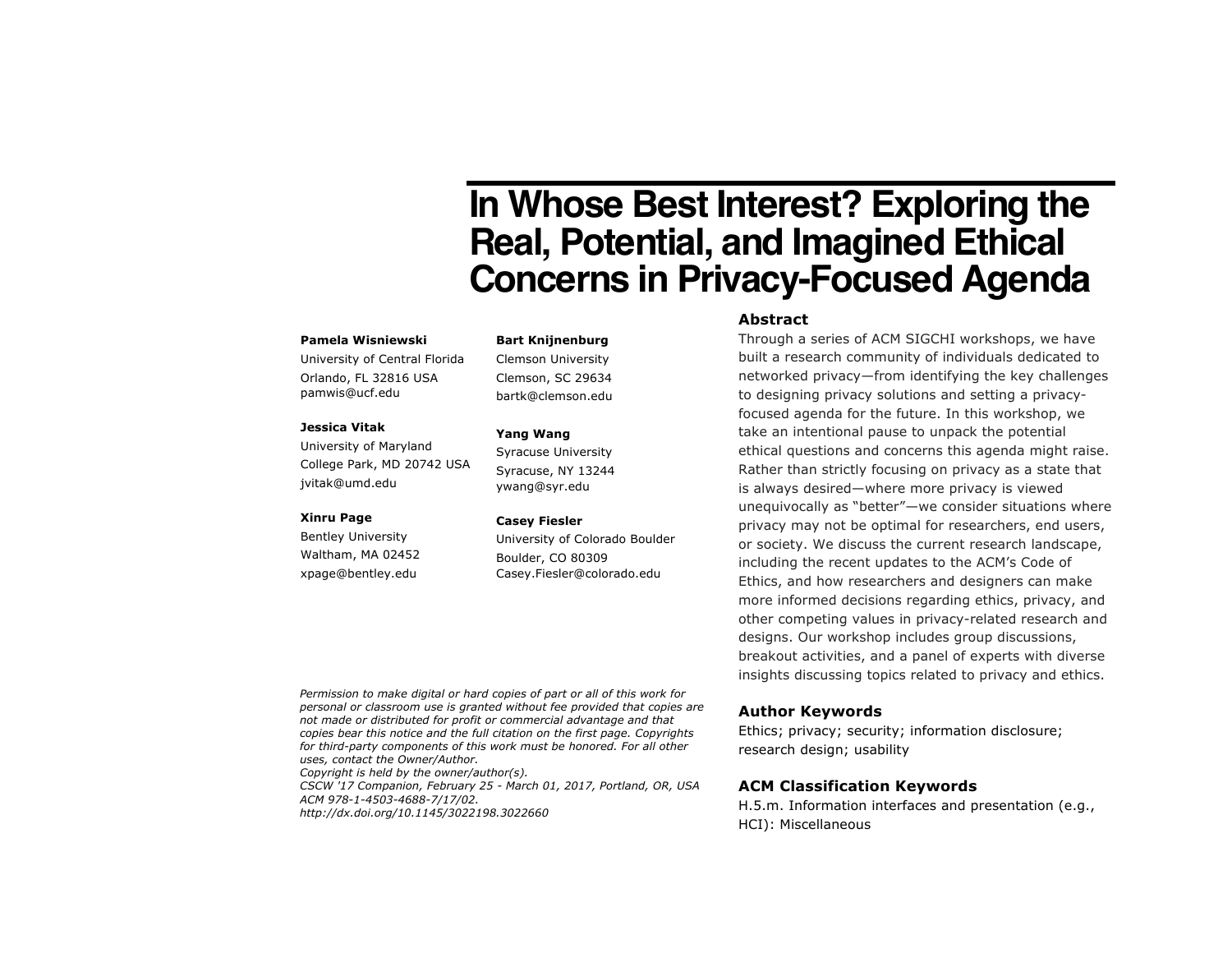# In Whose Best Interest? Exploring the Real, Potential, and Imagined Ethical Concerns in Privacy-Focused Agenda

**Pamela Wisniewski**
University of Central Florida
Orlando, FL 32816 USA
pamwis@ucf.edu

**Jessica Vitak**
University of Maryland
College Park, MD 20742 USA
jvitak@umd.edu

**Xinru Page**
Bentley University
Waltham, MA 02452
xpage@bentley.edu

**Bart Knijnenburg**
Clemson University
Clemson, SC 29634
bartk@clemson.edu

**Yang Wang**
Syracuse University
Syracuse, NY 13244
ywang@syr.edu

**Casey Fiesler**
University of Colorado Boulder
Boulder, CO 80309
Casey.Fiesler@colorado.edu

*Permission to make digital or hard copies of part or all of this work for personal or classroom use is granted without fee provided that copies are not made or distributed for profit or commercial advantage and that copies bear this notice and the full citation on the first page. Copyrights for third-party components of this work must be honored. For all other uses, contact the Owner/Author.*
*Copyright is held by the owner/author(s).*
*CSCW '17 Companion, February 25 - March 01, 2017, Portland, OR, USA*
*ACM 978-1-4503-4688-7/17/02.*
*http://dx.doi.org/10.1145/3022198.3022660*

## Abstract

Through a series of ACM SIGCHI workshops, we have built a research community of individuals dedicated to networked privacy—from identifying the key challenges to designing privacy solutions and setting a privacy-focused agenda for the future. In this workshop, we take an intentional pause to unpack the potential ethical questions and concerns this agenda might raise. Rather than strictly focusing on privacy as a state that is always desired—where more privacy is viewed unequivocally as "better"—we consider situations where privacy may not be optimal for researchers, end users, or society. We discuss the current research landscape, including the recent updates to the ACM's Code of Ethics, and how researchers and designers can make more informed decisions regarding ethics, privacy, and other competing values in privacy-related research and designs. Our workshop includes group discussions, breakout activities, and a panel of experts with diverse insights discussing topics related to privacy and ethics.

## Author Keywords

Ethics; privacy; security; information disclosure; research design; usability

## ACM Classification Keywords

H.5.m. Information interfaces and presentation (e.g., HCI): Miscellaneous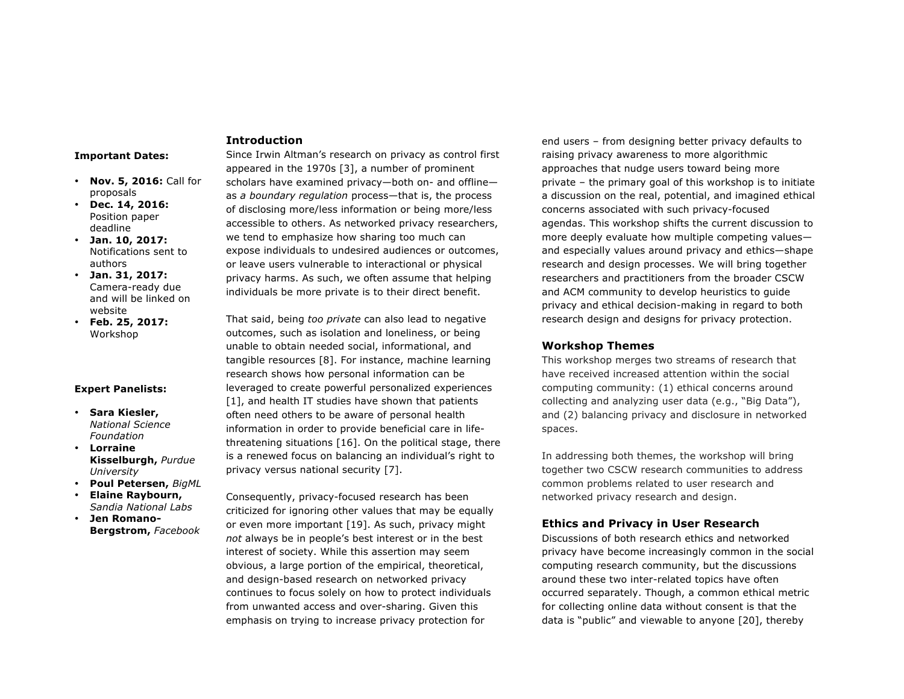**Important Dates:**

- **Nov. 5, 2016:** Call for proposals
- **Dec. 14, 2016:** Position paper deadline
- **Jan. 10, 2017:** Notifications sent to authors
- **Jan. 31, 2017:** Camera-ready due and will be linked on website
- **Feb. 25, 2017:** Workshop

**Expert Panelists:**

- **Sara Kiesler,** *National Science Foundation*
- **Lorraine Kisselburgh,** *Purdue University*
- **Poul Petersen,** *BigML*
- **Elaine Raybourn,** *Sandia National Labs*
- **Jen Romano-Bergstrom,** *Facebook*

## Introduction

Since Irwin Altman's research on privacy as control first appeared in the 1970s [3], a number of prominent scholars have examined privacy—both on- and offline—as *a boundary regulation* process—that is, the process of disclosing more/less information or being more/less accessible to others. As networked privacy researchers, we tend to emphasize how sharing too much can expose individuals to undesired audiences or outcomes, or leave users vulnerable to interactional or physical privacy harms. As such, we often assume that helping individuals be more private is to their direct benefit.

That said, being *too private* can also lead to negative outcomes, such as isolation and loneliness, or being unable to obtain needed social, informational, and tangible resources [8]. For instance, machine learning research shows how personal information can be leveraged to create powerful personalized experiences [1], and health IT studies have shown that patients often need others to be aware of personal health information in order to provide beneficial care in life-threatening situations [16]. On the political stage, there is a renewed focus on balancing an individual's right to privacy versus national security [7].

Consequently, privacy-focused research has been criticized for ignoring other values that may be equally or even more important [19]. As such, privacy might *not* always be in people's best interest or in the best interest of society. While this assertion may seem obvious, a large portion of the empirical, theoretical, and design-based research on networked privacy continues to focus solely on how to protect individuals from unwanted access and over-sharing. Given this emphasis on trying to increase privacy protection for end users – from designing better privacy defaults to raising privacy awareness to more algorithmic approaches that nudge users toward being more private – the primary goal of this workshop is to initiate a discussion on the real, potential, and imagined ethical concerns associated with such privacy-focused agendas. This workshop shifts the current discussion to more deeply evaluate how multiple competing values—and especially values around privacy and ethics—shape research and design processes. We will bring together researchers and practitioners from the broader CSCW and ACM community to develop heuristics to guide privacy and ethical decision-making in regard to both research design and designs for privacy protection.

## Workshop Themes

This workshop merges two streams of research that have received increased attention within the social computing community: (1) ethical concerns around collecting and analyzing user data (e.g., "Big Data"), and (2) balancing privacy and disclosure in networked spaces.

In addressing both themes, the workshop will bring together two CSCW research communities to address common problems related to user research and networked privacy research and design.

## Ethics and Privacy in User Research

Discussions of both research ethics and networked privacy have become increasingly common in the social computing research community, but the discussions around these two inter-related topics have often occurred separately. Though, a common ethical metric for collecting online data without consent is that the data is "public" and viewable to anyone [20], thereby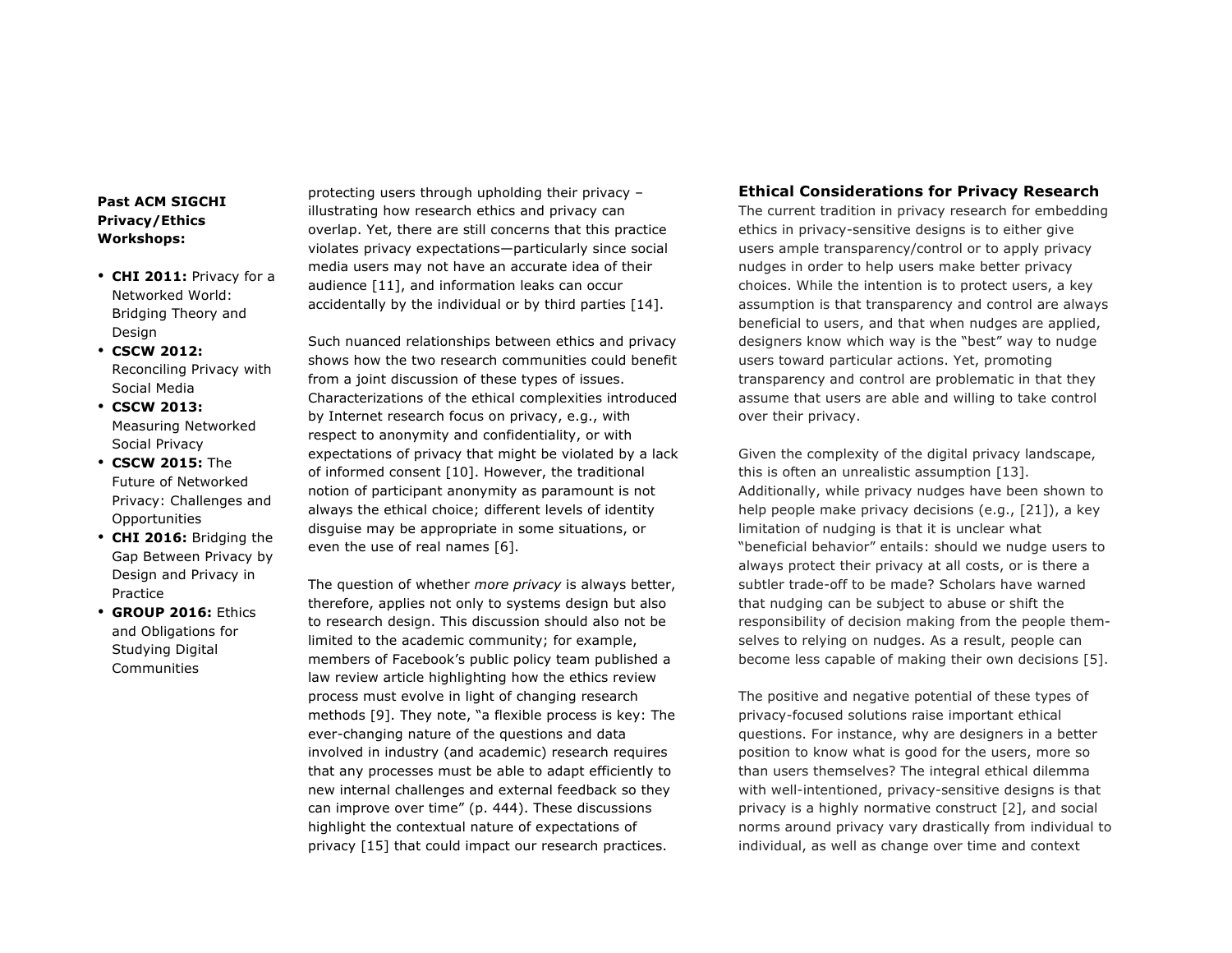**Past ACM SIGCHI Privacy/Ethics Workshops:**

- **CHI 2011:** Privacy for a Networked World: Bridging Theory and Design
- **CSCW 2012:** Reconciling Privacy with Social Media
- **CSCW 2013:** Measuring Networked Social Privacy
- **CSCW 2015:** The Future of Networked Privacy: Challenges and Opportunities
- **CHI 2016:** Bridging the Gap Between Privacy by Design and Privacy in Practice
- **GROUP 2016:** Ethics and Obligations for Studying Digital Communities

protecting users through upholding their privacy – illustrating how research ethics and privacy can overlap. Yet, there are still concerns that this practice violates privacy expectations—particularly since social media users may not have an accurate idea of their audience [11], and information leaks can occur accidentally by the individual or by third parties [14].

Such nuanced relationships between ethics and privacy shows how the two research communities could benefit from a joint discussion of these types of issues. Characterizations of the ethical complexities introduced by Internet research focus on privacy, e.g., with respect to anonymity and confidentiality, or with expectations of privacy that might be violated by a lack of informed consent [10]. However, the traditional notion of participant anonymity as paramount is not always the ethical choice; different levels of identity disguise may be appropriate in some situations, or even the use of real names [6].

The question of whether *more privacy* is always better, therefore, applies not only to systems design but also to research design. This discussion should also not be limited to the academic community; for example, members of Facebook's public policy team published a law review article highlighting how the ethics review process must evolve in light of changing research methods [9]. They note, "a flexible process is key: The ever-changing nature of the questions and data involved in industry (and academic) research requires that any processes must be able to adapt efficiently to new internal challenges and external feedback so they can improve over time" (p. 444). These discussions highlight the contextual nature of expectations of privacy [15] that could impact our research practices.

## Ethical Considerations for Privacy Research

The current tradition in privacy research for embedding ethics in privacy-sensitive designs is to either give users ample transparency/control or to apply privacy nudges in order to help users make better privacy choices. While the intention is to protect users, a key assumption is that transparency and control are always beneficial to users, and that when nudges are applied, designers know which way is the "best" way to nudge users toward particular actions. Yet, promoting transparency and control are problematic in that they assume that users are able and willing to take control over their privacy.

Given the complexity of the digital privacy landscape, this is often an unrealistic assumption [13]. Additionally, while privacy nudges have been shown to help people make privacy decisions (e.g., [21]), a key limitation of nudging is that it is unclear what "beneficial behavior" entails: should we nudge users to always protect their privacy at all costs, or is there a subtler trade-off to be made? Scholars have warned that nudging can be subject to abuse or shift the responsibility of decision making from the people themselves to relying on nudges. As a result, people can become less capable of making their own decisions [5].

The positive and negative potential of these types of privacy-focused solutions raise important ethical questions. For instance, why are designers in a better position to know what is good for the users, more so than users themselves? The integral ethical dilemma with well-intentioned, privacy-sensitive designs is that privacy is a highly normative construct [2], and social norms around privacy vary drastically from individual to individual, as well as change over time and context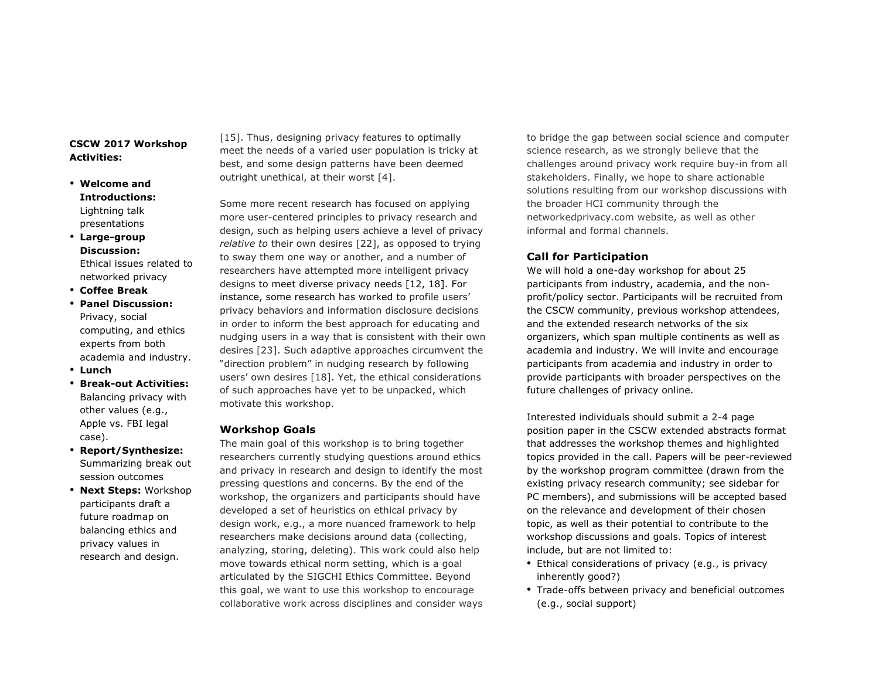**CSCW 2017 Workshop Activities:**

- **Welcome and Introductions:** Lightning talk presentations
- **Large-group Discussion:** Ethical issues related to networked privacy
- **Coffee Break**
- **Panel Discussion:** Privacy, social computing, and ethics experts from both academia and industry.
- **Lunch**
- **Break-out Activities:** Balancing privacy with other values (e.g., Apple vs. FBI legal case).
- **Report/Synthesize:** Summarizing break out session outcomes
- **Next Steps:** Workshop participants draft a future roadmap on balancing ethics and privacy values in research and design.

[15]. Thus, designing privacy features to optimally meet the needs of a varied user population is tricky at best, and some design patterns have been deemed outright unethical, at their worst [4].

Some more recent research has focused on applying more user-centered principles to privacy research and design, such as helping users achieve a level of privacy *relative to* their own desires [22], as opposed to trying to sway them one way or another, and a number of researchers have attempted more intelligent privacy designs to meet diverse privacy needs [12, 18]. For instance, some research has worked to profile users' privacy behaviors and information disclosure decisions in order to inform the best approach for educating and nudging users in a way that is consistent with their own desires [23]. Such adaptive approaches circumvent the "direction problem" in nudging research by following users' own desires [18]. Yet, the ethical considerations of such approaches have yet to be unpacked, which motivate this workshop.

### Workshop Goals

The main goal of this workshop is to bring together researchers currently studying questions around ethics and privacy in research and design to identify the most pressing questions and concerns. By the end of the workshop, the organizers and participants should have developed a set of heuristics on ethical privacy by design work, e.g., a more nuanced framework to help researchers make decisions around data (collecting, analyzing, storing, deleting). This work could also help move towards ethical norm setting, which is a goal articulated by the SIGCHI Ethics Committee. Beyond this goal, we want to use this workshop to encourage collaborative work across disciplines and consider ways to bridge the gap between social science and computer science research, as we strongly believe that the challenges around privacy work require buy-in from all stakeholders. Finally, we hope to share actionable solutions resulting from our workshop discussions with the broader HCI community through the networkedprivacy.com website, as well as other informal and formal channels.

### Call for Participation

We will hold a one-day workshop for about 25 participants from industry, academia, and the non-profit/policy sector. Participants will be recruited from the CSCW community, previous workshop attendees, and the extended research networks of the six organizers, which span multiple continents as well as academia and industry. We will invite and encourage participants from academia and industry in order to provide participants with broader perspectives on the future challenges of privacy online.

Interested individuals should submit a 2-4 page position paper in the CSCW extended abstracts format that addresses the workshop themes and highlighted topics provided in the call. Papers will be peer-reviewed by the workshop program committee (drawn from the existing privacy research community; see sidebar for PC members), and submissions will be accepted based on the relevance and development of their chosen topic, as well as their potential to contribute to the workshop discussions and goals. Topics of interest include, but are not limited to:

- Ethical considerations of privacy (e.g., is privacy inherently good?)
- Trade-offs between privacy and beneficial outcomes (e.g., social support)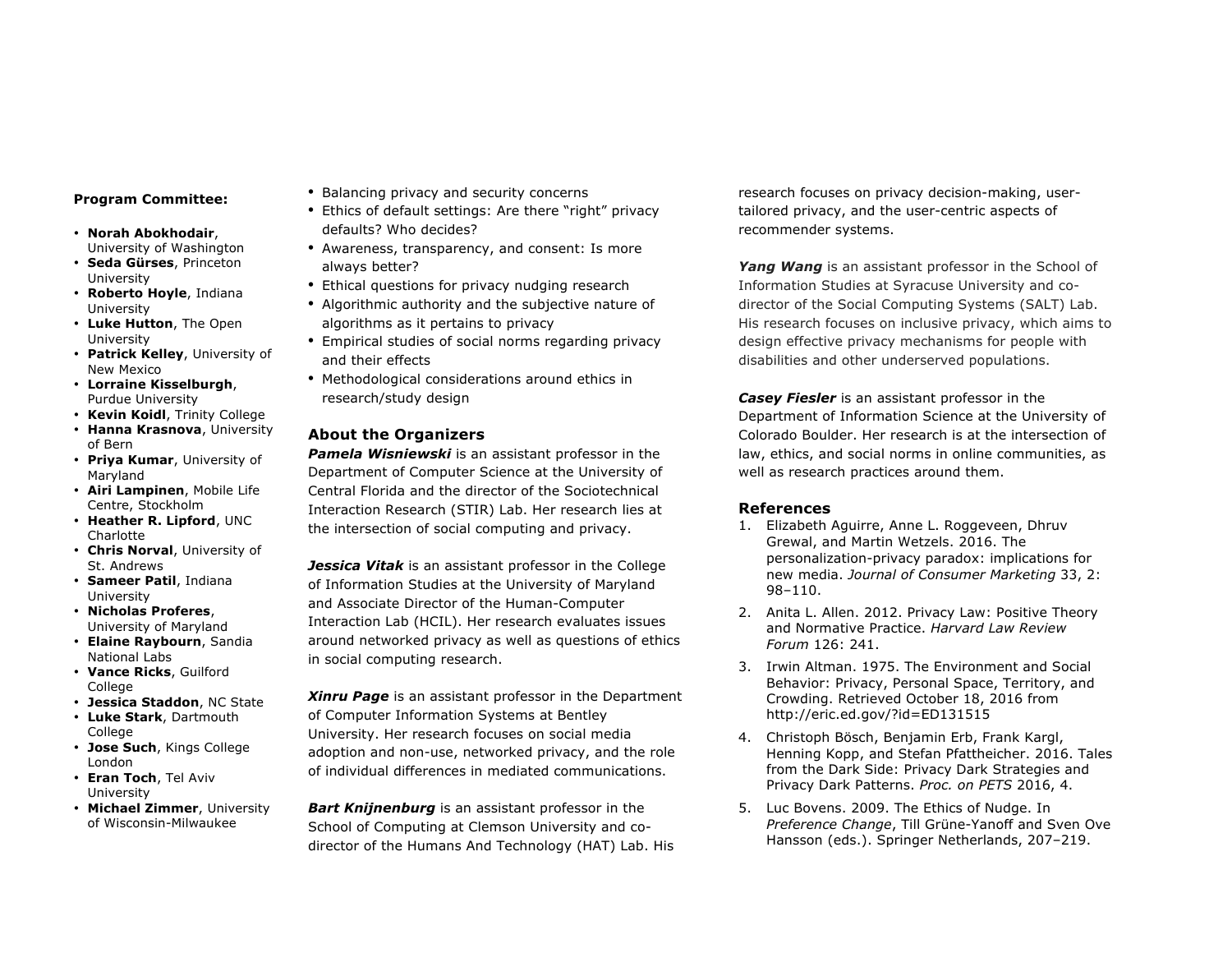**Program Committee:**

- **Norah Abokhodair**, University of Washington
- **Seda Gürses**, Princeton University
- **Roberto Hoyle**, Indiana University
- **Luke Hutton**, The Open University
- **Patrick Kelley**, University of New Mexico
- **Lorraine Kisselburgh**, Purdue University
- **Kevin Koidl**, Trinity College
- **Hanna Krasnova**, University of Bern
- **Priya Kumar**, University of Maryland
- **Airi Lampinen**, Mobile Life Centre, Stockholm
- **Heather R. Lipford**, UNC Charlotte
- **Chris Norval**, University of St. Andrews
- **Sameer Patil**, Indiana University
- **Nicholas Proferes**, University of Maryland
- **Elaine Raybourn**, Sandia National Labs
- **Vance Ricks**, Guilford College
- **Jessica Staddon**, NC State
- **Luke Stark**, Dartmouth College
- **Jose Such**, Kings College London
- **Eran Toch**, Tel Aviv University
- **Michael Zimmer**, University of Wisconsin-Milwaukee

- Balancing privacy and security concerns
- Ethics of default settings: Are there "right" privacy defaults? Who decides?
- Awareness, transparency, and consent: Is more always better?
- Ethical questions for privacy nudging research
- Algorithmic authority and the subjective nature of algorithms as it pertains to privacy
- Empirical studies of social norms regarding privacy and their effects
- Methodological considerations around ethics in research/study design

## About the Organizers

***Pamela Wisniewski*** is an assistant professor in the Department of Computer Science at the University of Central Florida and the director of the Sociotechnical Interaction Research (STIR) Lab. Her research lies at the intersection of social computing and privacy.

***Jessica Vitak*** is an assistant professor in the College of Information Studies at the University of Maryland and Associate Director of the Human-Computer Interaction Lab (HCIL). Her research evaluates issues around networked privacy as well as questions of ethics in social computing research.

***Xinru Page*** is an assistant professor in the Department of Computer Information Systems at Bentley University. Her research focuses on social media adoption and non-use, networked privacy, and the role of individual differences in mediated communications.

***Bart Knijnenburg*** is an assistant professor in the School of Computing at Clemson University and co-director of the Humans And Technology (HAT) Lab. His research focuses on privacy decision-making, user-tailored privacy, and the user-centric aspects of recommender systems.

***Yang Wang*** is an assistant professor in the School of Information Studies at Syracuse University and co-director of the Social Computing Systems (SALT) Lab. His research focuses on inclusive privacy, which aims to design effective privacy mechanisms for people with disabilities and other underserved populations.

***Casey Fiesler*** is an assistant professor in the Department of Information Science at the University of Colorado Boulder. Her research is at the intersection of law, ethics, and social norms in online communities, as well as research practices around them.

## References

1. Elizabeth Aguirre, Anne L. Roggeveen, Dhruv Grewal, and Martin Wetzels. 2016. The personalization-privacy paradox: implications for new media. *Journal of Consumer Marketing* 33, 2: 98–110.
2. Anita L. Allen. 2012. Privacy Law: Positive Theory and Normative Practice. *Harvard Law Review Forum* 126: 241.
3. Irwin Altman. 1975. The Environment and Social Behavior: Privacy, Personal Space, Territory, and Crowding. Retrieved October 18, 2016 from http://eric.ed.gov/?id=ED131515
4. Christoph Bösch, Benjamin Erb, Frank Kargl, Henning Kopp, and Stefan Pfattheicher. 2016. Tales from the Dark Side: Privacy Dark Strategies and Privacy Dark Patterns. *Proc. on PETS* 2016, 4.
5. Luc Bovens. 2009. The Ethics of Nudge. In *Preference Change*, Till Grüne-Yanoff and Sven Ove Hansson (eds.). Springer Netherlands, 207–219.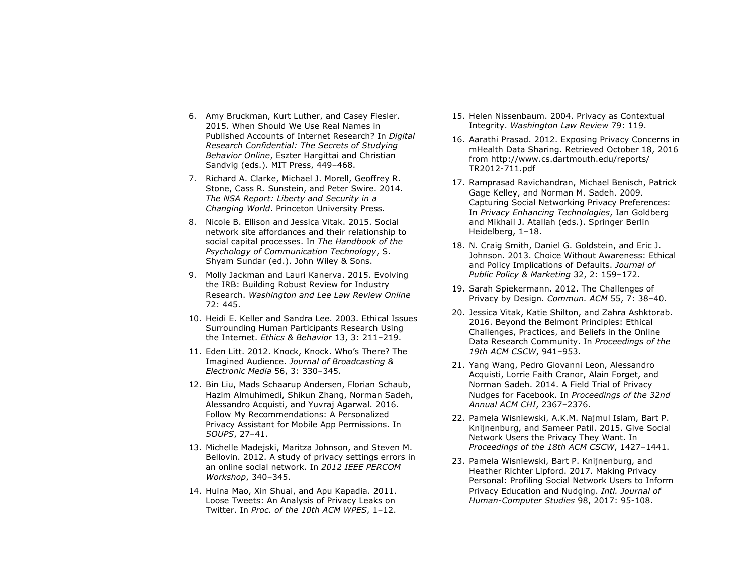6. Amy Bruckman, Kurt Luther, and Casey Fiesler. 2015. When Should We Use Real Names in Published Accounts of Internet Research? In *Digital Research Confidential: The Secrets of Studying Behavior Online*, Eszter Hargittai and Christian Sandvig (eds.). MIT Press, 449–468.
7. Richard A. Clarke, Michael J. Morell, Geoffrey R. Stone, Cass R. Sunstein, and Peter Swire. 2014. *The NSA Report: Liberty and Security in a Changing World*. Princeton University Press.
8. Nicole B. Ellison and Jessica Vitak. 2015. Social network site affordances and their relationship to social capital processes. In *The Handbook of the Psychology of Communication Technology*, S. Shyam Sundar (ed.). John Wiley & Sons.
9. Molly Jackman and Lauri Kanerva. 2015. Evolving the IRB: Building Robust Review for Industry Research. *Washington and Lee Law Review Online* 72: 445.
10. Heidi E. Keller and Sandra Lee. 2003. Ethical Issues Surrounding Human Participants Research Using the Internet. *Ethics & Behavior* 13, 3: 211–219.
11. Eden Litt. 2012. Knock, Knock. Who's There? The Imagined Audience. *Journal of Broadcasting & Electronic Media* 56, 3: 330–345.
12. Bin Liu, Mads Schaarup Andersen, Florian Schaub, Hazim Almuhimedi, Shikun Zhang, Norman Sadeh, Alessandro Acquisti, and Yuvraj Agarwal. 2016. Follow My Recommendations: A Personalized Privacy Assistant for Mobile App Permissions. In *SOUPS*, 27–41.
13. Michelle Madejski, Maritza Johnson, and Steven M. Bellovin. 2012. A study of privacy settings errors in an online social network. In *2012 IEEE PERCOM Workshop*, 340–345.
14. Huina Mao, Xin Shuai, and Apu Kapadia. 2011. Loose Tweets: An Analysis of Privacy Leaks on Twitter. In *Proc. of the 10th ACM WPES*, 1–12.
15. Helen Nissenbaum. 2004. Privacy as Contextual Integrity. *Washington Law Review* 79: 119.
16. Aarathi Prasad. 2012. Exposing Privacy Concerns in mHealth Data Sharing. Retrieved October 18, 2016 from http://www.cs.dartmouth.edu/reports/TR2012-711.pdf
17. Ramprasad Ravichandran, Michael Benisch, Patrick Gage Kelley, and Norman M. Sadeh. 2009. Capturing Social Networking Privacy Preferences: In *Privacy Enhancing Technologies*, Ian Goldberg and Mikhail J. Atallah (eds.). Springer Berlin Heidelberg, 1–18.
18. N. Craig Smith, Daniel G. Goldstein, and Eric J. Johnson. 2013. Choice Without Awareness: Ethical and Policy Implications of Defaults. *Journal of Public Policy & Marketing* 32, 2: 159–172.
19. Sarah Spiekermann. 2012. The Challenges of Privacy by Design. *Commun. ACM* 55, 7: 38–40.
20. Jessica Vitak, Katie Shilton, and Zahra Ashktorab. 2016. Beyond the Belmont Principles: Ethical Challenges, Practices, and Beliefs in the Online Data Research Community. In *Proceedings of the 19th ACM CSCW*, 941–953.
21. Yang Wang, Pedro Giovanni Leon, Alessandro Acquisti, Lorrie Faith Cranor, Alain Forget, and Norman Sadeh. 2014. A Field Trial of Privacy Nudges for Facebook. In *Proceedings of the 32nd Annual ACM CHI*, 2367–2376.
22. Pamela Wisniewski, A.K.M. Najmul Islam, Bart P. Knijnenburg, and Sameer Patil. 2015. Give Social Network Users the Privacy They Want. In *Proceedings of the 18th ACM CSCW*, 1427–1441.
23. Pamela Wisniewski, Bart P. Knijnenburg, and Heather Richter Lipford. 2017. Making Privacy Personal: Profiling Social Network Users to Inform Privacy Education and Nudging. *Intl. Journal of Human-Computer Studies* 98, 2017: 95-108.